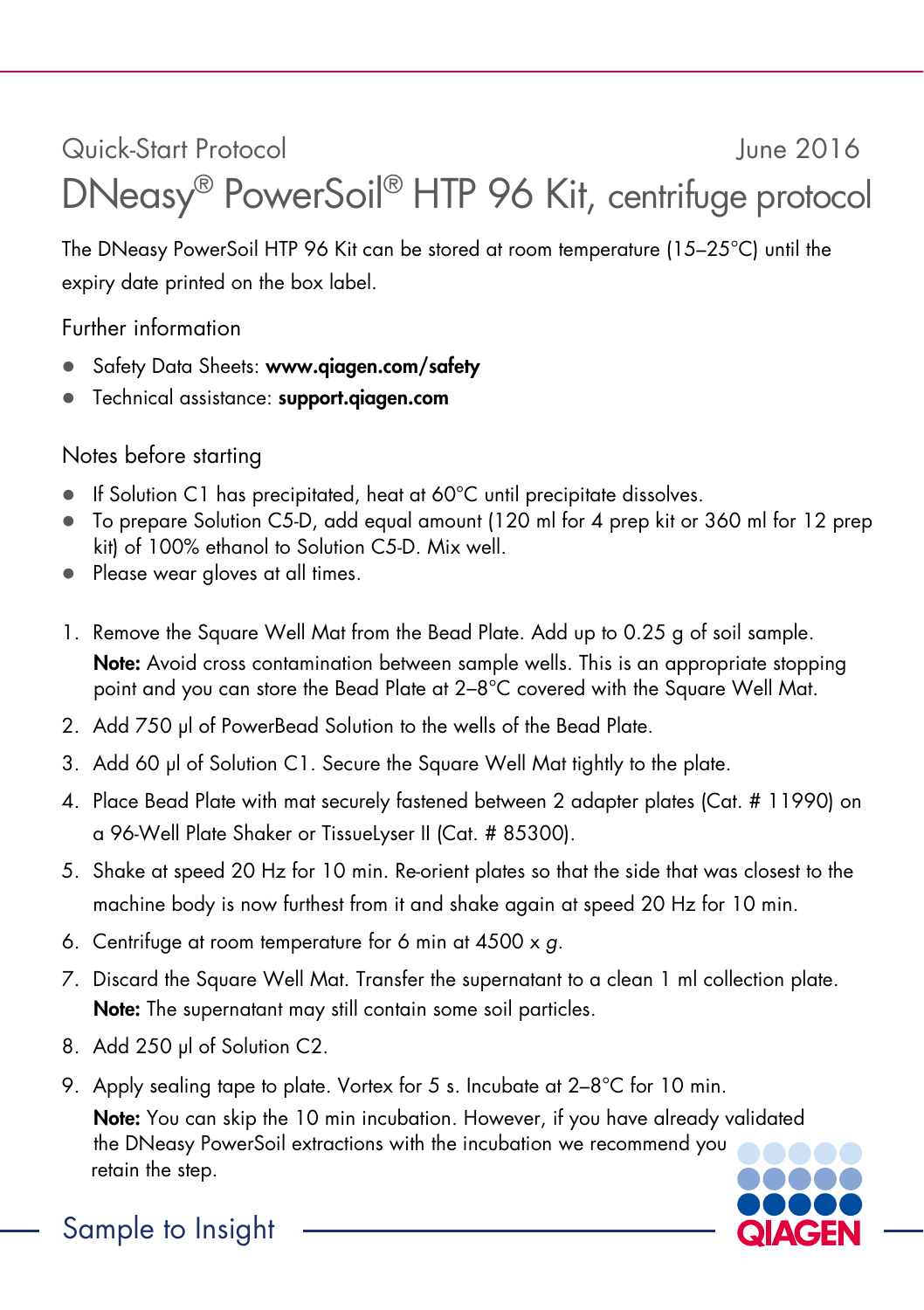Quick-Start Protocol June 2016

# DNeasy® PowerSoil® HTP 96 Kit, centrifuge protocol

The DNeasy PowerSoil HTP 96 Kit can be stored at room temperature (15–25°C) until the expiry date printed on the box label.

## Further information

- Safety Data Sheets: **www.qiagen.com/safety**
- Technical assistance: **support.qiagen.com**

## Notes before starting

- If Solution C1 has precipitated, heat at 60°C until precipitate dissolves.
- To prepare Solution C5-D, add equal amount (120 ml for 4 prep kit or 360 ml for 12 prep kit) of 100% ethanol to Solution C5-D. Mix well.
- Please wear gloves at all times.

1. Remove the Square Well Mat from the Bead Plate. Add up to 0.25 g of soil sample.
   **Note:** Avoid cross contamination between sample wells. This is an appropriate stopping point and you can store the Bead Plate at 2–8°C covered with the Square Well Mat.
2. Add 750 µl of PowerBead Solution to the wells of the Bead Plate.
3. Add 60 µl of Solution C1. Secure the Square Well Mat tightly to the plate.
4. Place Bead Plate with mat securely fastened between 2 adapter plates (Cat. # 11990) on a 96-Well Plate Shaker or TissueLyser II (Cat. # 85300).
5. Shake at speed 20 Hz for 10 min. Re-orient plates so that the side that was closest to the machine body is now furthest from it and shake again at speed 20 Hz for 10 min.
6. Centrifuge at room temperature for 6 min at 4500 x *g*.
7. Discard the Square Well Mat. Transfer the supernatant to a clean 1 ml collection plate.
   **Note:** The supernatant may still contain some soil particles.
8. Add 250 µl of Solution C2.
9. Apply sealing tape to plate. Vortex for 5 s. Incubate at 2–8°C for 10 min.
   **Note:** You can skip the 10 min incubation. However, if you have already validated the DNeasy PowerSoil extractions with the incubation we recommend you retain the step.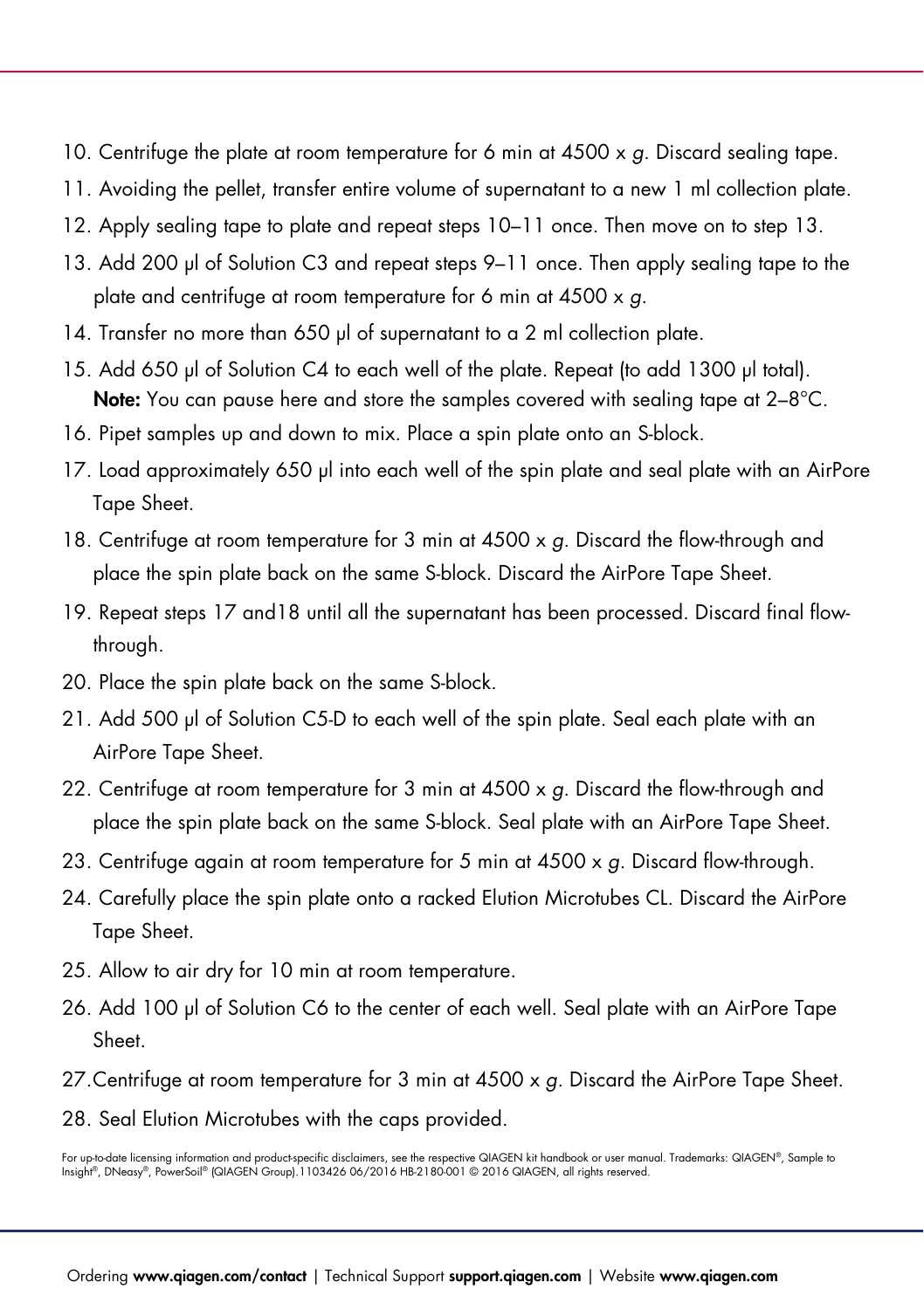10. Centrifuge the plate at room temperature for 6 min at 4500 x *g*. Discard sealing tape.
11. Avoiding the pellet, transfer entire volume of supernatant to a new 1 ml collection plate.
12. Apply sealing tape to plate and repeat steps 10–11 once. Then move on to step 13.
13. Add 200 µl of Solution C3 and repeat steps 9–11 once. Then apply sealing tape to the plate and centrifuge at room temperature for 6 min at 4500 x *g*.
14. Transfer no more than 650 µl of supernatant to a 2 ml collection plate.
15. Add 650 µl of Solution C4 to each well of the plate. Repeat (to add 1300 µl total).
    **Note:** You can pause here and store the samples covered with sealing tape at 2–8°C.
16. Pipet samples up and down to mix. Place a spin plate onto an S-block.
17. Load approximately 650 µl into each well of the spin plate and seal plate with an AirPore Tape Sheet.
18. Centrifuge at room temperature for 3 min at 4500 x *g*. Discard the flow-through and place the spin plate back on the same S-block. Discard the AirPore Tape Sheet.
19. Repeat steps 17 and18 until all the supernatant has been processed. Discard final flow-through.
20. Place the spin plate back on the same S-block.
21. Add 500 µl of Solution C5-D to each well of the spin plate. Seal each plate with an AirPore Tape Sheet.
22. Centrifuge at room temperature for 3 min at 4500 x *g*. Discard the flow-through and place the spin plate back on the same S-block. Seal plate with an AirPore Tape Sheet.
23. Centrifuge again at room temperature for 5 min at 4500 x *g*. Discard flow-through.
24. Carefully place the spin plate onto a racked Elution Microtubes CL. Discard the AirPore Tape Sheet.
25. Allow to air dry for 10 min at room temperature.
26. Add 100 µl of Solution C6 to the center of each well. Seal plate with an AirPore Tape Sheet.
27. Centrifuge at room temperature for 3 min at 4500 x *g*. Discard the AirPore Tape Sheet.
28. Seal Elution Microtubes with the caps provided.

For up-to-date licensing information and product-specific disclaimers, see the respective QIAGEN kit handbook or user manual. Trademarks: QIAGEN®, Sample to Insight®, DNeasy®, PowerSoil® (QIAGEN Group).1103426 06/2016 HB-2180-001 © 2016 QIAGEN, all rights reserved.

Ordering **www.qiagen.com/contact** | Technical Support **support.qiagen.com** | Website **www.qiagen.com**